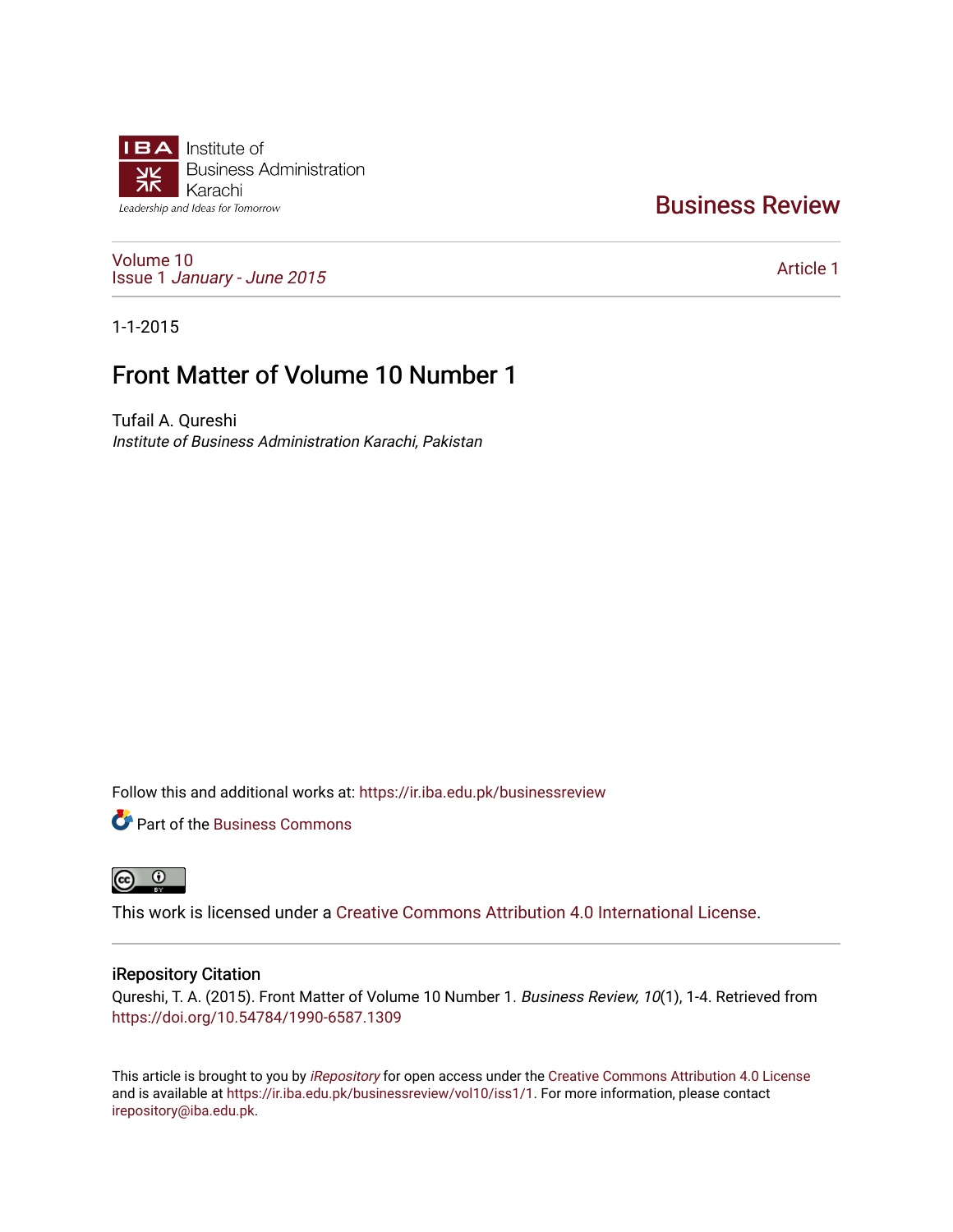IBA Institute of Business Administration Karachi

*Leadership and Ideas for Tomorrow*

Business Review

Volume 10
Issue 1 *January - June 2015*

Article 1

1-1-2015

# Front Matter of Volume 10 Number 1

Tufail A. Qureshi
*Institute of Business Administration Karachi, Pakistan*

Follow this and additional works at: https://ir.iba.edu.pk/businessreview

Part of the Business Commons

This work is licensed under a Creative Commons Attribution 4.0 International License.

## iRepository Citation

Qureshi, T. A. (2015). Front Matter of Volume 10 Number 1. *Business Review, 10*(1), 1-4. Retrieved from https://doi.org/10.54784/1990-6587.1309

This article is brought to you by *iRepository* for open access under the Creative Commons Attribution 4.0 License and is available at https://ir.iba.edu.pk/businessreview/vol10/iss1/1. For more information, please contact irepository@iba.edu.pk.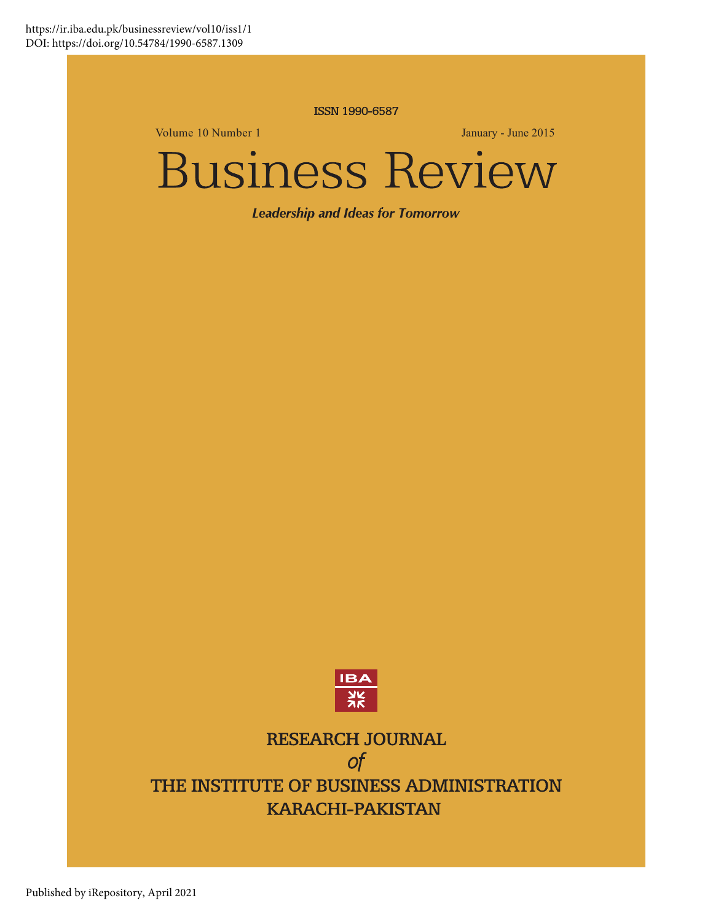https://ir.iba.edu.pk/businessreview/vol10/iss1/1
DOI: https://doi.org/10.54784/1990-6587.1309

ISSN 1990-6587

Volume 10 Number 1 January - June 2015

# Business Review

***Leadership and Ideas for Tomorrow***

IBA

RESEARCH JOURNAL
*of*
THE INSTITUTE OF BUSINESS ADMINISTRATION
KARACHI-PAKISTAN

Published by iRepository, April 2021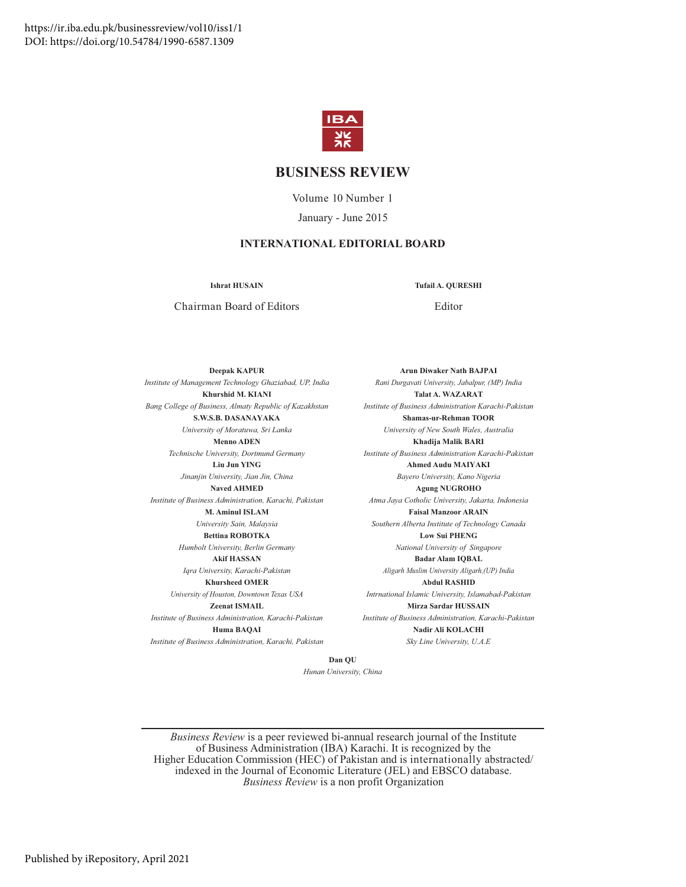https://ir.iba.edu.pk/businessreview/vol10/iss1/1
DOI: https://doi.org/10.54784/1990-6587.1309

# BUSINESS REVIEW

Volume 10 Number 1

January - June 2015

## INTERNATIONAL EDITORIAL BOARD

**Ishrat HUSAIN**
Chairman Board of Editors

**Tufail A. QURESHI**
Editor

**Deepak KAPUR**
*Institute of Management Technology Ghaziabad, UP, India*

**Khurshid M. KIANI**
*Bang College of Business, Almaty Republic of Kazakhstan*

**S.W.S.B. DASANAYAKA**
*University of Moratuwa, Sri Lanka*

**Menno ADEN**
*Technische University, Dortmund Germany*

**Liu Jun YING**
*Jinanjin University, Jian Jin, China*

**Naved AHMED**
*Institute of Business Administration, Karachi, Pakistan*

**M. Aminul ISLAM**
*University Sain, Malaysia*

**Bettina ROBOTKA**
*Humbolt University, Berlin Germany*

**Akif HASSAN**
*Iqra University, Karachi-Pakistan*

**Khursheed OMER**
*University of Houston, Downtown Texas USA*

**Zeenat ISMAIL**
*Institute of Business Administration, Karachi-Pakistan*

**Huma BAQAI**
*Institute of Business Administration, Karachi, Pakistan*

**Arun Diwaker Nath BAJPAI**
*Rani Durgavati University, Jabalpur, (MP) India*

**Talat A. WAZARAT**
*Institute of Business Administration Karachi-Pakistan*

**Shamas-ur-Rehman TOOR**
*University of New South Wales, Australia*

**Khadija Malik BARI**
*Institute of Business Administration Karachi-Pakistan*

**Ahmed Audu MAIYAKI**
*Bayero University, Kano Nigeria*

**Agung NUGROHO**
*Atma Jaya Cotholic University, Jakarta, Indonesia*

**Faisal Manzoor ARAIN**
*Southern Alberta Institute of Technology Canada*

**Low Sui PHENG**
*National University of Singapore*

**Badar Alam IQBAL**
*Aligarh Muslim University Aligarh,(UP) India*

**Abdul RASHID**
*Intrnational Islamic University, Islamabad-Pakistan*

**Mirza Sardar HUSSAIN**
*Institute of Business Administration, Karachi-Pakistan*

**Nadir Ali KOLACHI**
*Sky Line University, U.A.E*

**Dan QU**
*Hunan University, China*

---

*Business Review* is a peer reviewed bi-annual research journal of the Institute of Business Administration (IBA) Karachi. It is recognized by the Higher Education Commission (HEC) of Pakistan and is internationally abstracted/indexed in the Journal of Economic Literature (JEL) and EBSCO database. *Business Review* is a non profit Organization

Published by iRepository, April 2021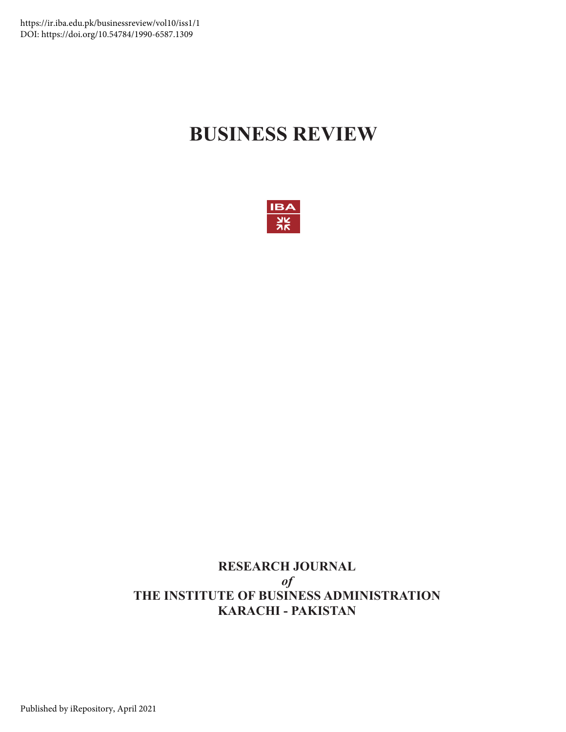https://ir.iba.edu.pk/businessreview/vol10/iss1/1
DOI: https://doi.org/10.54784/1990-6587.1309

# BUSINESS REVIEW

**RESEARCH JOURNAL**
***of***
**THE INSTITUTE OF BUSINESS ADMINISTRATION**
**KARACHI - PAKISTAN**

Published by iRepository, April 2021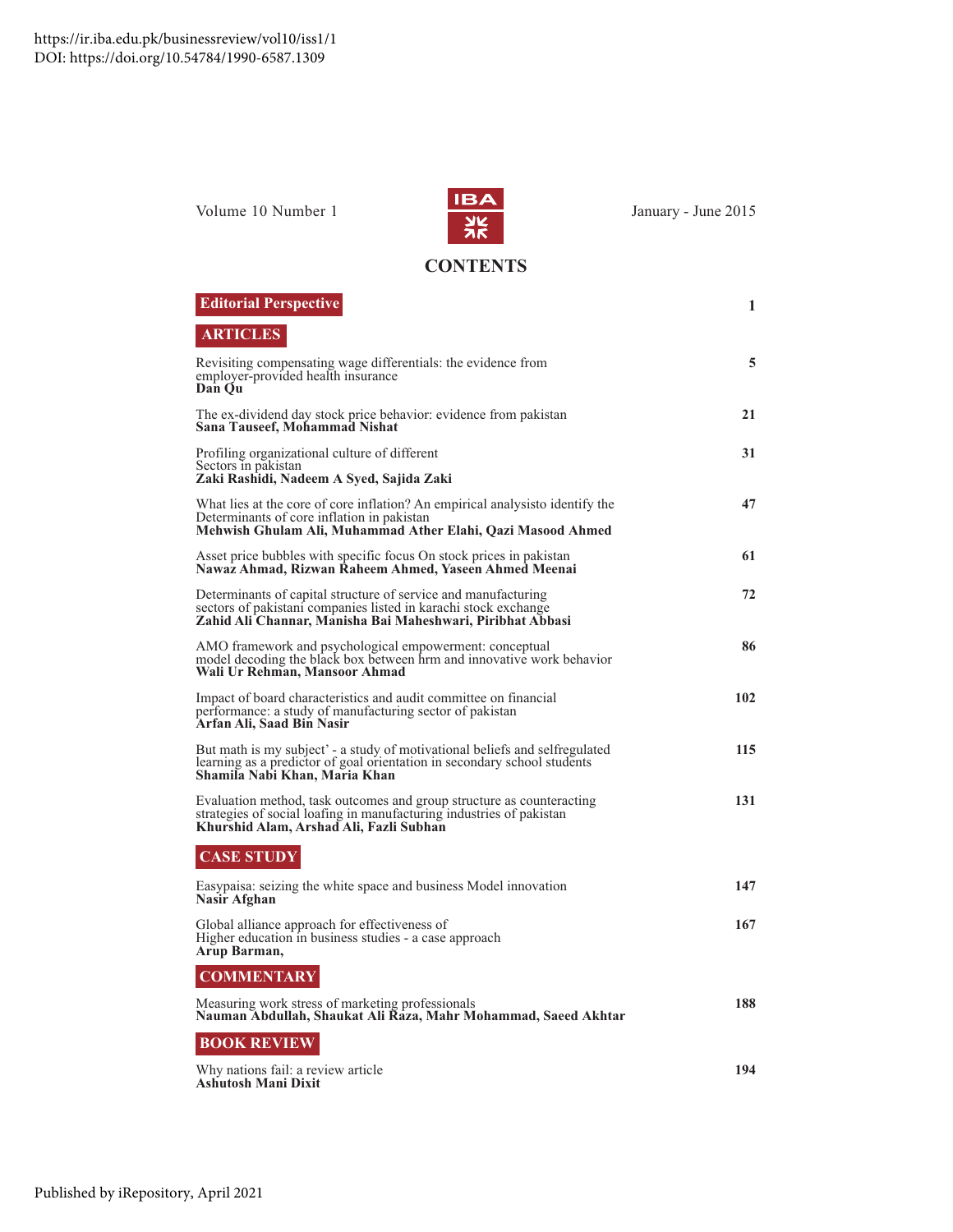https://ir.iba.edu.pk/businessreview/vol10/iss1/1
DOI: https://doi.org/10.54784/1990-6587.1309

Volume 10 Number 1 January - June 2015

# CONTENTS

| | |
|---|---|
| **Editorial Perspective** | 1 |
| **ARTICLES** | |
| Revisiting compensating wage differentials: the evidence from employer-provided health insurance<br>**Dan Qu** | 5 |
| The ex-dividend day stock price behavior: evidence from pakistan<br>**Sana Tauseef, Mohammad Nishat** | 21 |
| Profiling organizational culture of different Sectors in pakistan<br>**Zaki Rashidi, Nadeem A Syed, Sajida Zaki** | 31 |
| What lies at the core of core inflation? An empirical analysisto identify the Determinants of core inflation in pakistan<br>**Mehwish Ghulam Ali, Muhammad Ather Elahi, Qazi Masood Ahmed** | 47 |
| Asset price bubbles with specific focus On stock prices in pakistan<br>**Nawaz Ahmad, Rizwan Raheem Ahmed, Yaseen Ahmed Meenai** | 61 |
| Determinants of capital structure of service and manufacturing sectors of pakistani companies listed in karachi stock exchange<br>**Zahid Ali Channar, Manisha Bai Maheshwari, Piribhat Abbasi** | 72 |
| AMO framework and psychological empowerment: conceptual model decoding the black box between hrm and innovative work behavior<br>**Wali Ur Rehman, Mansoor Ahmad** | 86 |
| Impact of board characteristics and audit committee on financial performance: a study of manufacturing sector of pakistan<br>**Arfan Ali, Saad Bin Nasir** | 102 |
| But math is my subject' - a study of motivational beliefs and selfregulated learning as a predictor of goal orientation in secondary school students<br>**Shamila Nabi Khan, Maria Khan** | 115 |
| Evaluation method, task outcomes and group structure as counteracting strategies of social loafing in manufacturing industries of pakistan<br>**Khurshid Alam, Arshad Ali, Fazli Subhan** | 131 |
| **CASE STUDY** | |
| Easypaisa: seizing the white space and business Model innovation<br>**Nasir Afghan** | 147 |
| Global alliance approach for effectiveness of Higher education in business studies - a case approach<br>**Arup Barman,** | 167 |
| **COMMENTARY** | |
| Measuring work stress of marketing professionals<br>**Nauman Abdullah, Shaukat Ali Raza, Mahr Mohammad, Saeed Akhtar** | 188 |
| **BOOK REVIEW** | |
| Why nations fail: a review article<br>**Ashutosh Mani Dixit** | 194 |

Published by iRepository, April 2021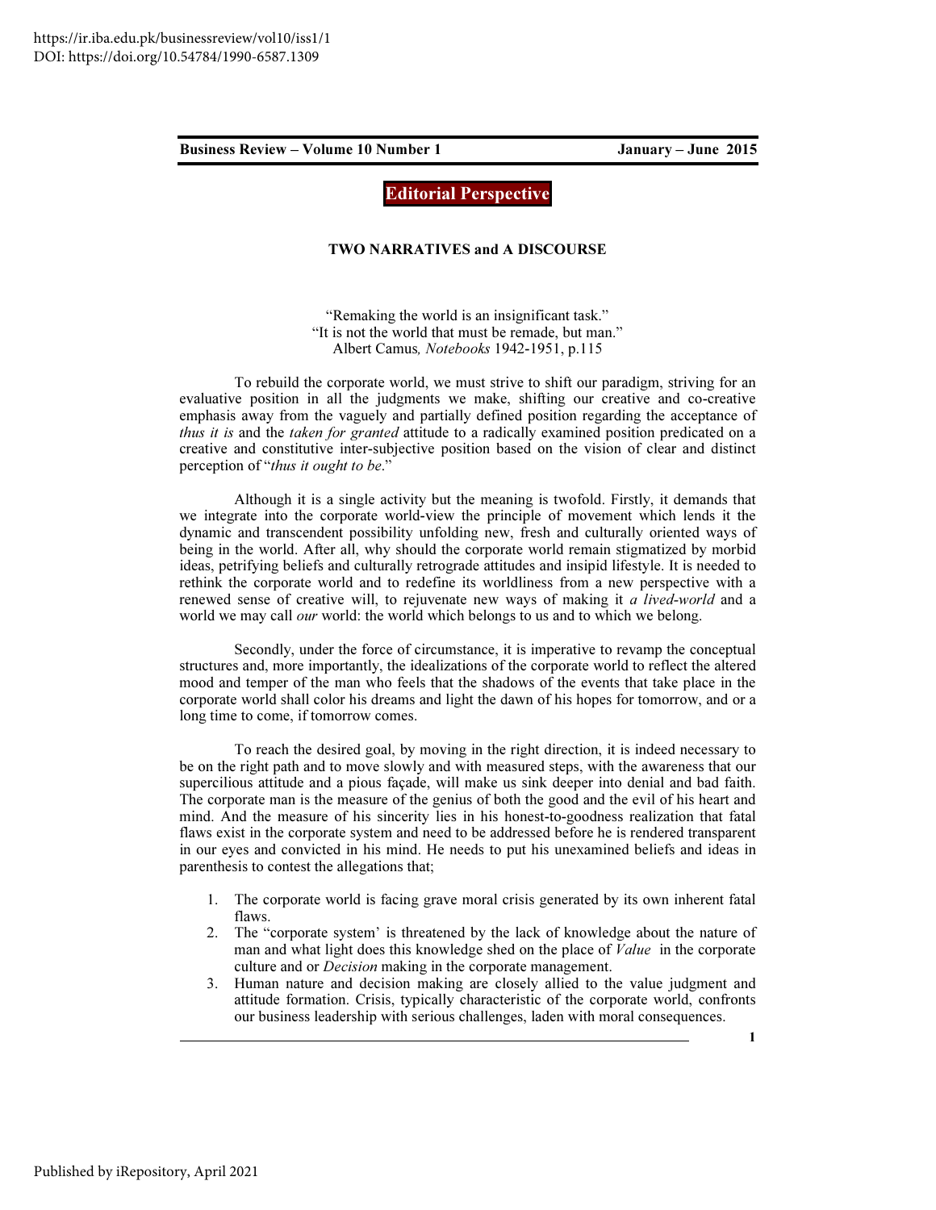## Editorial Perspective

### TWO NARRATIVES and A DISCOURSE

"Remaking the world is an insignificant task."
"It is not the world that must be remade, but man."
Albert Camus*, Notebooks* 1942-1951, p.115

To rebuild the corporate world, we must strive to shift our paradigm, striving for an evaluative position in all the judgments we make, shifting our creative and co-creative emphasis away from the vaguely and partially defined position regarding the acceptance of *thus it is* and the *taken for granted* attitude to a radically examined position predicated on a creative and constitutive inter-subjective position based on the vision of clear and distinct perception of "*thus it ought to be*."

Although it is a single activity but the meaning is twofold. Firstly, it demands that we integrate into the corporate world-view the principle of movement which lends it the dynamic and transcendent possibility unfolding new, fresh and culturally oriented ways of being in the world. After all, why should the corporate world remain stigmatized by morbid ideas, petrifying beliefs and culturally retrograde attitudes and insipid lifestyle. It is needed to rethink the corporate world and to redefine its worldliness from a new perspective with a renewed sense of creative will, to rejuvenate new ways of making it *a lived-world* and a world we may call *our* world: the world which belongs to us and to which we belong.

Secondly, under the force of circumstance, it is imperative to revamp the conceptual structures and, more importantly, the idealizations of the corporate world to reflect the altered mood and temper of the man who feels that the shadows of the events that take place in the corporate world shall color his dreams and light the dawn of his hopes for tomorrow, and or a long time to come, if tomorrow comes.

To reach the desired goal, by moving in the right direction, it is indeed necessary to be on the right path and to move slowly and with measured steps, with the awareness that our supercilious attitude and a pious façade, will make us sink deeper into denial and bad faith. The corporate man is the measure of the genius of both the good and the evil of his heart and mind. And the measure of his sincerity lies in his honest-to-goodness realization that fatal flaws exist in the corporate system and need to be addressed before he is rendered transparent in our eyes and convicted in his mind. He needs to put his unexamined beliefs and ideas in parenthesis to contest the allegations that;

1. The corporate world is facing grave moral crisis generated by its own inherent fatal flaws.
2. The "corporate system' is threatened by the lack of knowledge about the nature of man and what light does this knowledge shed on the place of *Value* in the corporate culture and or *Decision* making in the corporate management.
3. Human nature and decision making are closely allied to the value judgment and attitude formation. Crisis, typically characteristic of the corporate world, confronts our business leadership with serious challenges, laden with moral consequences.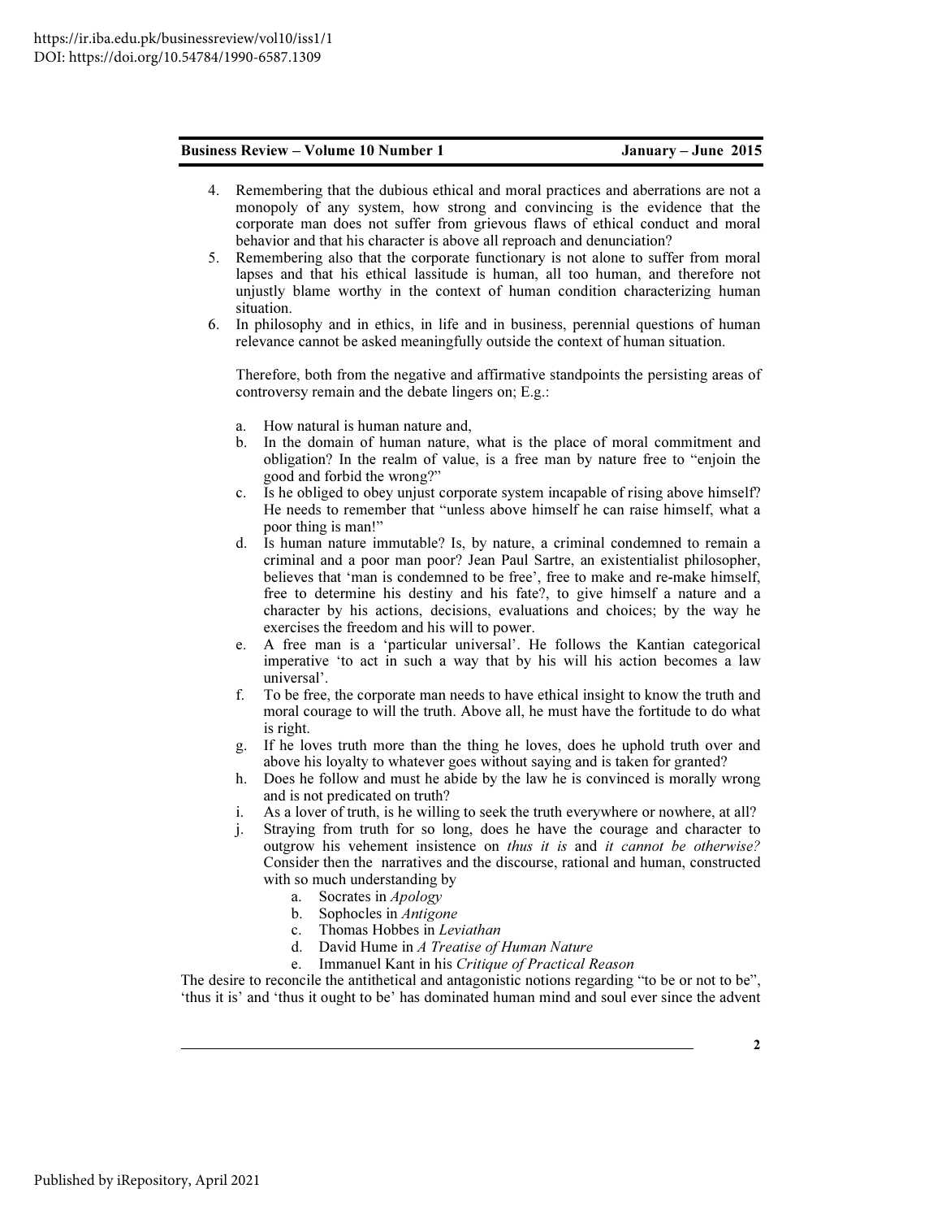4. Remembering that the dubious ethical and moral practices and aberrations are not a monopoly of any system, how strong and convincing is the evidence that the corporate man does not suffer from grievous flaws of ethical conduct and moral behavior and that his character is above all reproach and denunciation?
5. Remembering also that the corporate functionary is not alone to suffer from moral lapses and that his ethical lassitude is human, all too human, and therefore not unjustly blame worthy in the context of human condition characterizing human situation.
6. In philosophy and in ethics, in life and in business, perennial questions of human relevance cannot be asked meaningfully outside the context of human situation.

   Therefore, both from the negative and affirmative standpoints the persisting areas of controversy remain and the debate lingers on; E.g.:

   a. How natural is human nature and,
   b. In the domain of human nature, what is the place of moral commitment and obligation? In the realm of value, is a free man by nature free to "enjoin the good and forbid the wrong?"
   c. Is he obliged to obey unjust corporate system incapable of rising above himself? He needs to remember that "unless above himself he can raise himself, what a poor thing is man!"
   d. Is human nature immutable? Is, by nature, a criminal condemned to remain a criminal and a poor man poor? Jean Paul Sartre, an existentialist philosopher, believes that 'man is condemned to be free', free to make and re-make himself, free to determine his destiny and his fate?, to give himself a nature and a character by his actions, decisions, evaluations and choices; by the way he exercises the freedom and his will to power.
   e. A free man is a 'particular universal'. He follows the Kantian categorical imperative 'to act in such a way that by his will his action becomes a law universal'.
   f. To be free, the corporate man needs to have ethical insight to know the truth and moral courage to will the truth. Above all, he must have the fortitude to do what is right.
   g. If he loves truth more than the thing he loves, does he uphold truth over and above his loyalty to whatever goes without saying and is taken for granted?
   h. Does he follow and must he abide by the law he is convinced is morally wrong and is not predicated on truth?
   i. As a lover of truth, is he willing to seek the truth everywhere or nowhere, at all?
   j. Straying from truth for so long, does he have the courage and character to outgrow his vehement insistence on *thus it is* and *it cannot be otherwise?* Consider then the narratives and the discourse, rational and human, constructed with so much understanding by
      a. Socrates in *Apology*
      b. Sophocles in *Antigone*
      c. Thomas Hobbes in *Leviathan*
      d. David Hume in *A Treatise of Human Nature*
      e. Immanuel Kant in his *Critique of Practical Reason*

The desire to reconcile the antithetical and antagonistic notions regarding "to be or not to be", 'thus it is' and 'thus it ought to be' has dominated human mind and soul ever since the advent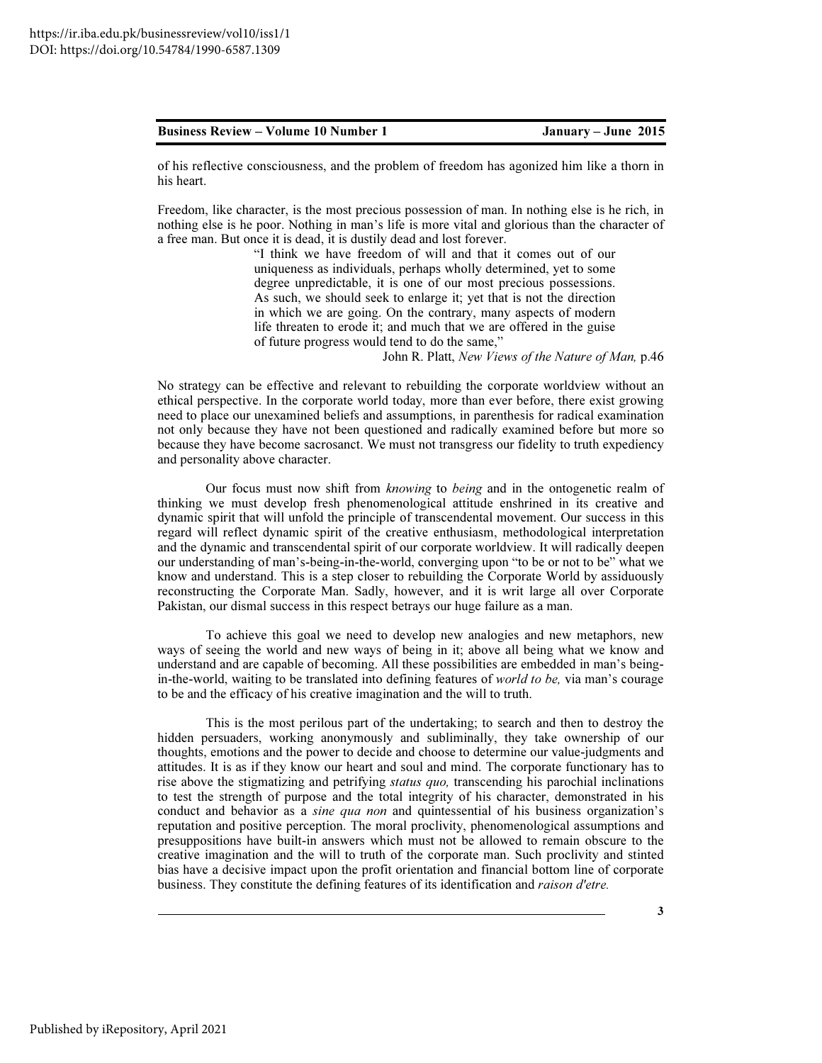of his reflective consciousness, and the problem of freedom has agonized him like a thorn in his heart.

Freedom, like character, is the most precious possession of man. In nothing else is he rich, in nothing else is he poor. Nothing in man's life is more vital and glorious than the character of a free man. But once it is dead, it is dustily dead and lost forever.

> "I think we have freedom of will and that it comes out of our uniqueness as individuals, perhaps wholly determined, yet to some degree unpredictable, it is one of our most precious possessions. As such, we should seek to enlarge it; yet that is not the direction in which we are going. On the contrary, many aspects of modern life threaten to erode it; and much that we are offered in the guise of future progress would tend to do the same,"
>
> John R. Platt, *New Views of the Nature of Man,* p.46

No strategy can be effective and relevant to rebuilding the corporate worldview without an ethical perspective. In the corporate world today, more than ever before, there exist growing need to place our unexamined beliefs and assumptions, in parenthesis for radical examination not only because they have not been questioned and radically examined before but more so because they have become sacrosanct. We must not transgress our fidelity to truth expediency and personality above character.

Our focus must now shift from *knowing* to *being* and in the ontogenetic realm of thinking we must develop fresh phenomenological attitude enshrined in its creative and dynamic spirit that will unfold the principle of transcendental movement. Our success in this regard will reflect dynamic spirit of the creative enthusiasm, methodological interpretation and the dynamic and transcendental spirit of our corporate worldview. It will radically deepen our understanding of man's-being-in-the-world, converging upon "to be or not to be" what we know and understand. This is a step closer to rebuilding the Corporate World by assiduously reconstructing the Corporate Man. Sadly, however, and it is writ large all over Corporate Pakistan, our dismal success in this respect betrays our huge failure as a man.

To achieve this goal we need to develop new analogies and new metaphors, new ways of seeing the world and new ways of being in it; above all being what we know and understand and are capable of becoming. All these possibilities are embedded in man's being-in-the-world, waiting to be translated into defining features of *world to be,* via man's courage to be and the efficacy of his creative imagination and the will to truth.

This is the most perilous part of the undertaking; to search and then to destroy the hidden persuaders, working anonymously and subliminally, they take ownership of our thoughts, emotions and the power to decide and choose to determine our value-judgments and attitudes. It is as if they know our heart and soul and mind. The corporate functionary has to rise above the stigmatizing and petrifying *status quo,* transcending his parochial inclinations to test the strength of purpose and the total integrity of his character, demonstrated in his conduct and behavior as a *sine qua non* and quintessential of his business organization's reputation and positive perception. The moral proclivity, phenomenological assumptions and presuppositions have built-in answers which must not be allowed to remain obscure to the creative imagination and the will to truth of the corporate man. Such proclivity and stinted bias have a decisive impact upon the profit orientation and financial bottom line of corporate business. They constitute the defining features of its identification and *raison d'etre.*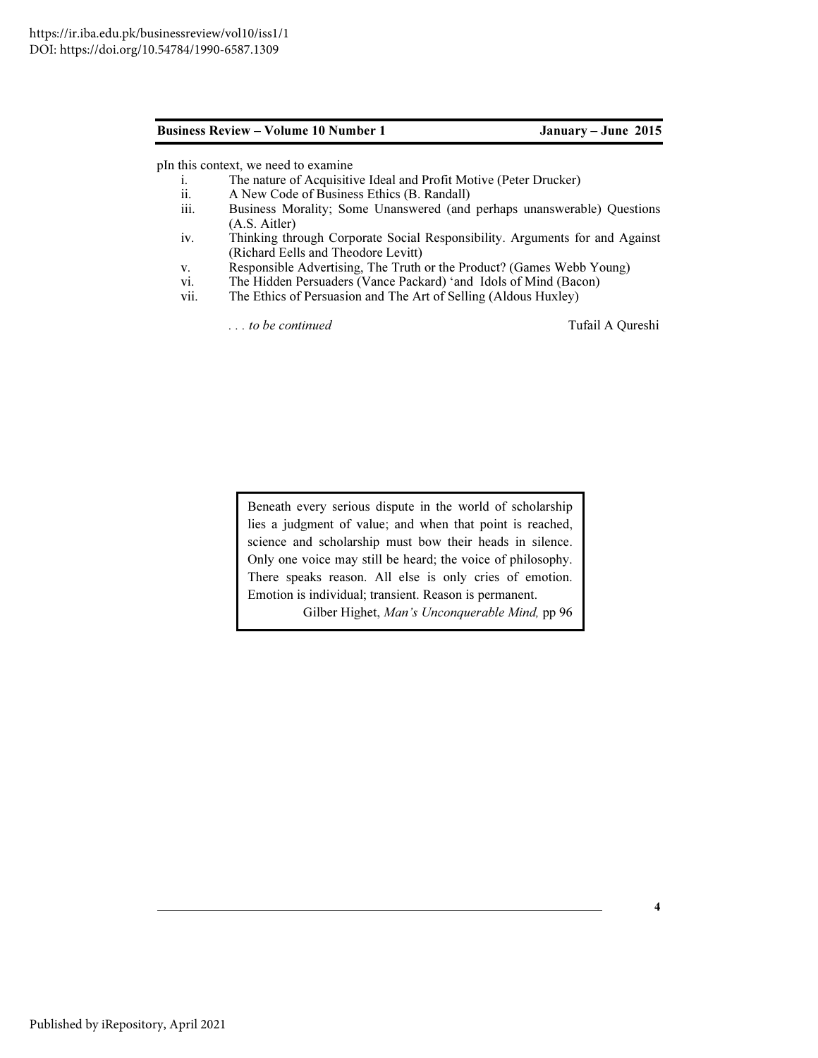pIn this context, we need to examine

i. The nature of Acquisitive Ideal and Profit Motive (Peter Drucker)
ii. A New Code of Business Ethics (B. Randall)
iii. Business Morality; Some Unanswered (and perhaps unanswerable) Questions (A.S. Aitler)
iv. Thinking through Corporate Social Responsibility. Arguments for and Against (Richard Eells and Theodore Levitt)
v. Responsible Advertising, The Truth or the Product? (Games Webb Young)
vi. The Hidden Persuaders (Vance Packard) 'and Idols of Mind (Bacon)
vii. The Ethics of Persuasion and The Art of Selling (Aldous Huxley)

*. . . to be continued* Tufail A Qureshi

> Beneath every serious dispute in the world of scholarship lies a judgment of value; and when that point is reached, science and scholarship must bow their heads in silence. Only one voice may still be heard; the voice of philosophy. There speaks reason. All else is only cries of emotion. Emotion is individual; transient. Reason is permanent.
>
> Gilber Highet, *Man's Unconquerable Mind,* pp 96